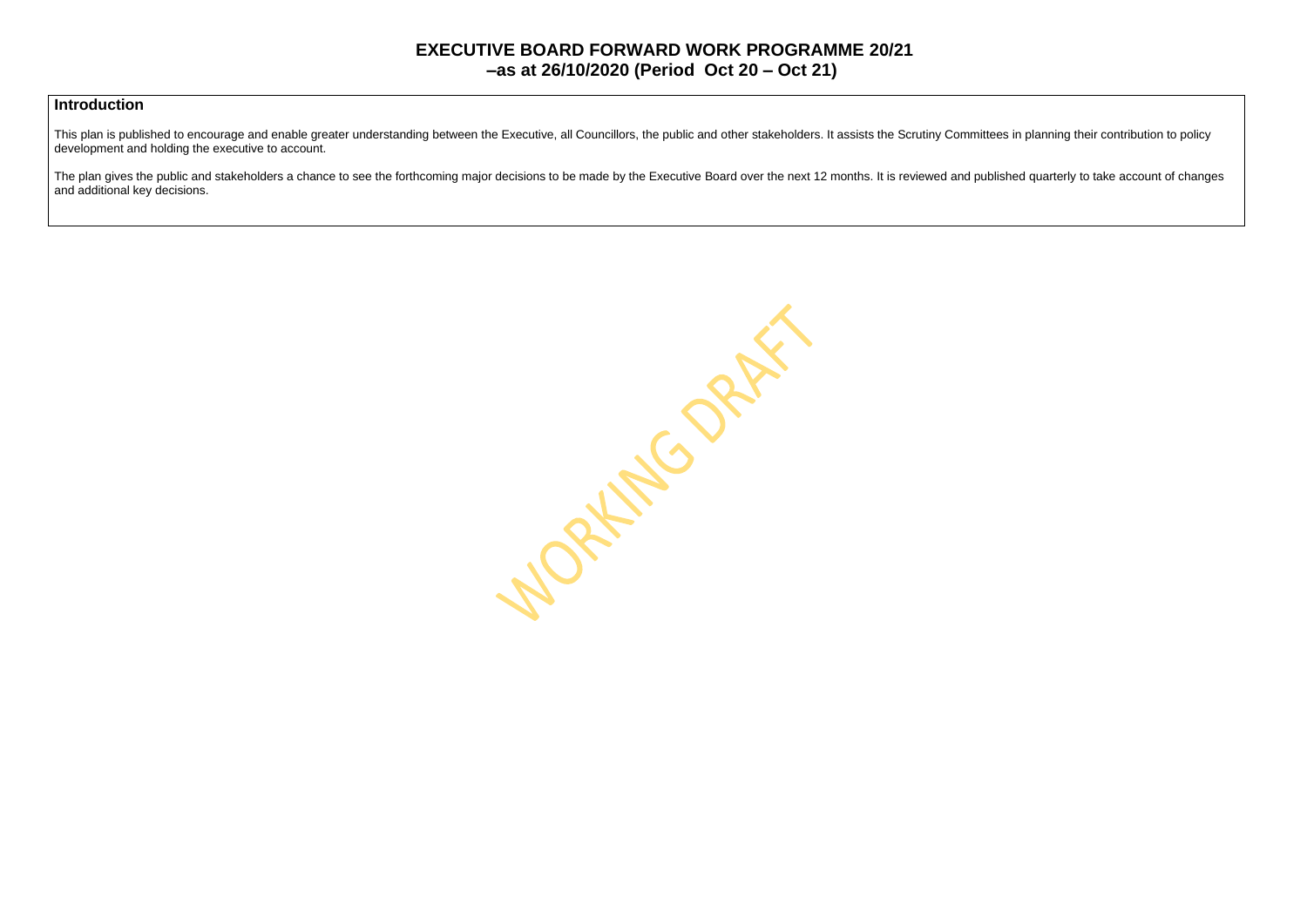# EXECUTIVE BOARD FORWARD WORK PROGRAMME 20/21 –as at 26/10/2020 (Period Oct 20 – Oct 21)

## Introduction

This plan is published to encourage and enable greater understanding between the Executive, all Councillors, the public and other stakeholders. It assists the Scrutiny Committees in planning their contribution to policy development and holding the executive to account.

The plan gives the public and stakeholders a chance to see the forthcoming major decisions to be made by the Executive Board over the next 12 months. It is reviewed and published quarterly to take account of changes and additional key decisions.

WORKING DRAFT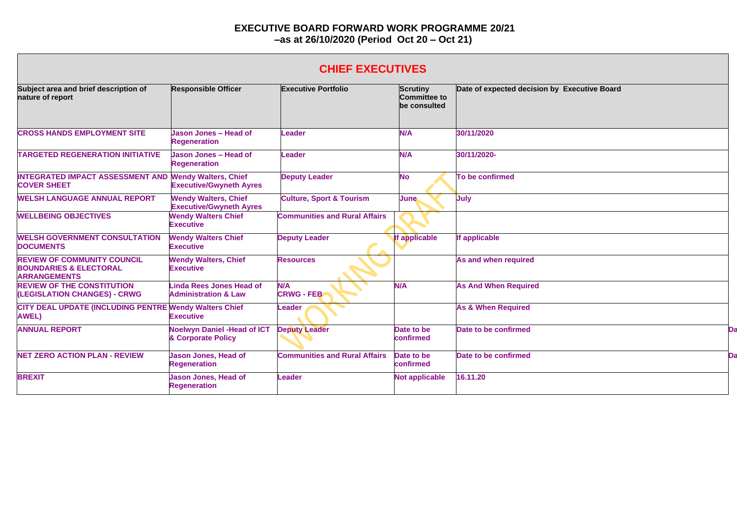# EXECUTIVE BOARD FORWARD WORK PROGRAMME 20/21
## –as at 26/10/2020 (Period Oct 20 – Oct 21)

| CHIEF EXECUTIVES | | | | |
|---|---|---|---|---|
| **Subject area and brief description of nature of report** | **Responsible Officer** | **Executive Portfolio** | **Scrutiny Committee to be consulted** | **Date of expected decision by Executive Board** |
| **CROSS HANDS EMPLOYMENT SITE** | **Jason Jones – Head of Regeneration** | **Leader** | **N/A** | **30/11/2020** |
| **TARGETED REGENERATION INITIATIVE** | **Jason Jones – Head of Regeneration** | **Leader** | **N/A** | **30/11/2020-** |
| **INTEGRATED IMPACT ASSESSMENT AND COVER SHEET** | **Wendy Walters, Chief Executive/Gwyneth Ayres** | **Deputy Leader** | **No** | **To be confirmed** |
| **WELSH LANGUAGE ANNUAL REPORT** | **Wendy Walters, Chief Executive/Gwyneth Ayres** | **Culture, Sport & Tourism** | **June** | **July** |
| **WELLBEING OBJECTIVES** | **Wendy Walters Chief Executive** | **Communities and Rural Affairs** | | |
| **WELSH GOVERNMENT CONSULTATION DOCUMENTS** | **Wendy Walters Chief Executive** | **Deputy Leader** | **If applicable** | **If applicable** |
| **REVIEW OF COMMUNITY COUNCIL BOUNDARIES & ELECTORAL ARRANGEMENTS** | **Wendy Walters, Chief Executive** | **Resources** | | **As and when required** |
| **REVIEW OF THE CONSTITUTION (LEGISLATION CHANGES) - CRWG** | **Linda Rees Jones Head of Administration & Law** | **N/A CRWG - FEB** | **N/A** | **As And When Required** |
| **CITY DEAL UPDATE (INCLUDING PENTRE AWEL)** | **Wendy Walters Chief Executive** | **Leader** | | **As & When Required** |
| **ANNUAL REPORT** | **Noelwyn Daniel -Head of ICT & Corporate Policy** | **Deputy Leader** | **Date to be confirmed** | **Date to be confirmed** |
| **NET ZERO ACTION PLAN - REVIEW** | **Jason Jones, Head of Regeneration** | **Communities and Rural Affairs** | **Date to be confirmed** | **Date to be confirmed** |
| **BREXIT** | **Jason Jones, Head of Regeneration** | **Leader** | **Not applicable** | **16.11.20** |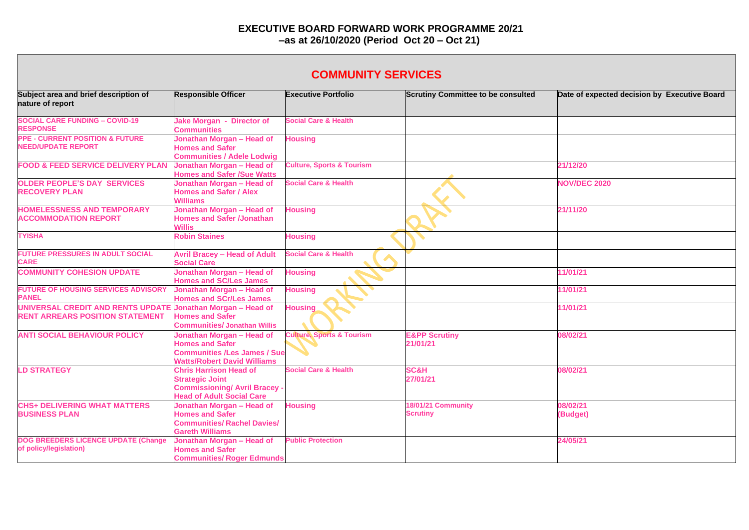# EXECUTIVE BOARD FORWARD WORK PROGRAMME 20/21 –as at 26/10/2020 (Period Oct 20 – Oct 21)

## COMMUNITY SERVICES

| Subject area and brief description of nature of report | Responsible Officer | Executive Portfolio | Scrutiny Committee to be consulted | Date of expected decision by Executive Board |
|---|---|---|---|---|
| SOCIAL CARE FUNDING – COVID-19 RESPONSE | Jake Morgan - Director of Communities | Social Care & Health | | |
| PPE - CURRENT POSITION & FUTURE NEED/UPDATE REPORT | Jonathan Morgan – Head of Homes and Safer Communities / Adele Lodwig | Housing | | |
| FOOD & FEED SERVICE DELIVERY PLAN | Jonathan Morgan – Head of Homes and Safer /Sue Watts | Culture, Sports & Tourism | | 21/12/20 |
| OLDER PEOPLE'S DAY SERVICES RECOVERY PLAN | Jonathan Morgan – Head of Homes and Safer / Alex Williams | Social Care & Health | | NOV/DEC 2020 |
| HOMELESSNESS AND TEMPORARY ACCOMMODATION REPORT | Jonathan Morgan – Head of Homes and Safer /Jonathan Willis | Housing | | 21/11/20 |
| TYISHA | Robin Staines | Housing | | |
| FUTURE PRESSURES IN ADULT SOCIAL CARE | Avril Bracey – Head of Adult Social Care | Social Care & Health | | |
| COMMUNITY COHESION UPDATE | Jonathan Morgan – Head of Homes and SC/Les James | Housing | | 11/01/21 |
| FUTURE OF HOUSING SERVICES ADVISORY PANEL | Jonathan Morgan – Head of Homes and SCr/Les James | Housing | | 11/01/21 |
| UNIVERSAL CREDIT AND RENTS UPDATE RENT ARREARS POSITION STATEMENT | Jonathan Morgan – Head of Homes and Safer Communities/ Jonathan Willis | Housing | | 11/01/21 |
| ANTI SOCIAL BEHAVIOUR POLICY | Jonathan Morgan – Head of Homes and Safer Communities /Les James / Sue Watts/Robert David Williams | Culture, Sports & Tourism | E&PP Scrutiny 21/01/21 | 08/02/21 |
| LD STRATEGY | Chris Harrison Head of Strategic Joint Commissioning/ Avril Bracey - Head of Adult Social Care | Social Care & Health | SC&H 27/01/21 | 08/02/21 |
| CHS+ DELIVERING WHAT MATTERS BUSINESS PLAN | Jonathan Morgan – Head of Homes and Safer Communities/ Rachel Davies/ Gareth Williams | Housing | 18/01/21 Community Scrutiny | 08/02/21 (Budget) |
| DOG BREEDERS LICENCE UPDATE (Change of policy/legislation) | Jonathan Morgan – Head of Homes and Safer Communities/ Roger Edmunds | Public Protection | | 24/05/21 |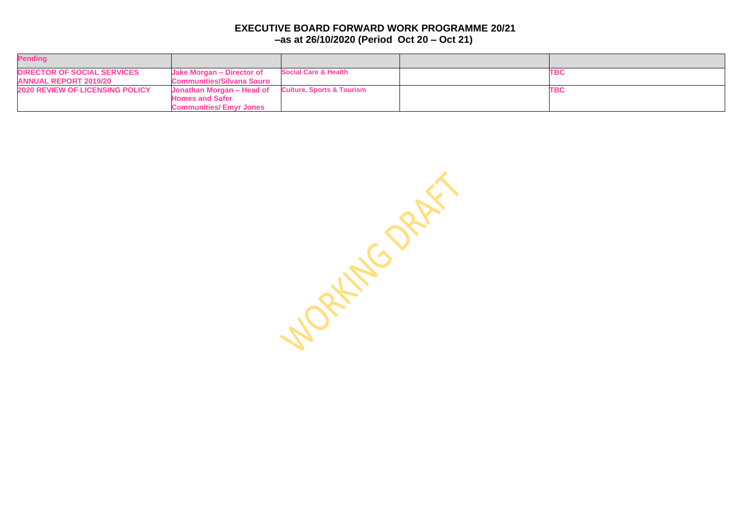**EXECUTIVE BOARD FORWARD WORK PROGRAMME 20/21**
**–as at 26/10/2020 (Period Oct 20 – Oct 21)**

| Pending | | | | |
|---|---|---|---|---|
| DIRECTOR OF SOCIAL SERVICES ANNUAL REPORT 2019/20 | Jake Morgan – Director of Communities/Silvana Sauro | Social Care & Health | | TBC |
| 2020 REVIEW OF LICENSING POLICY | Jonathan Morgan – Head of Homes and Safer Communities/ Emyr Jones | Culture, Sports & Tourism | | TBC |

WORKING DRAFT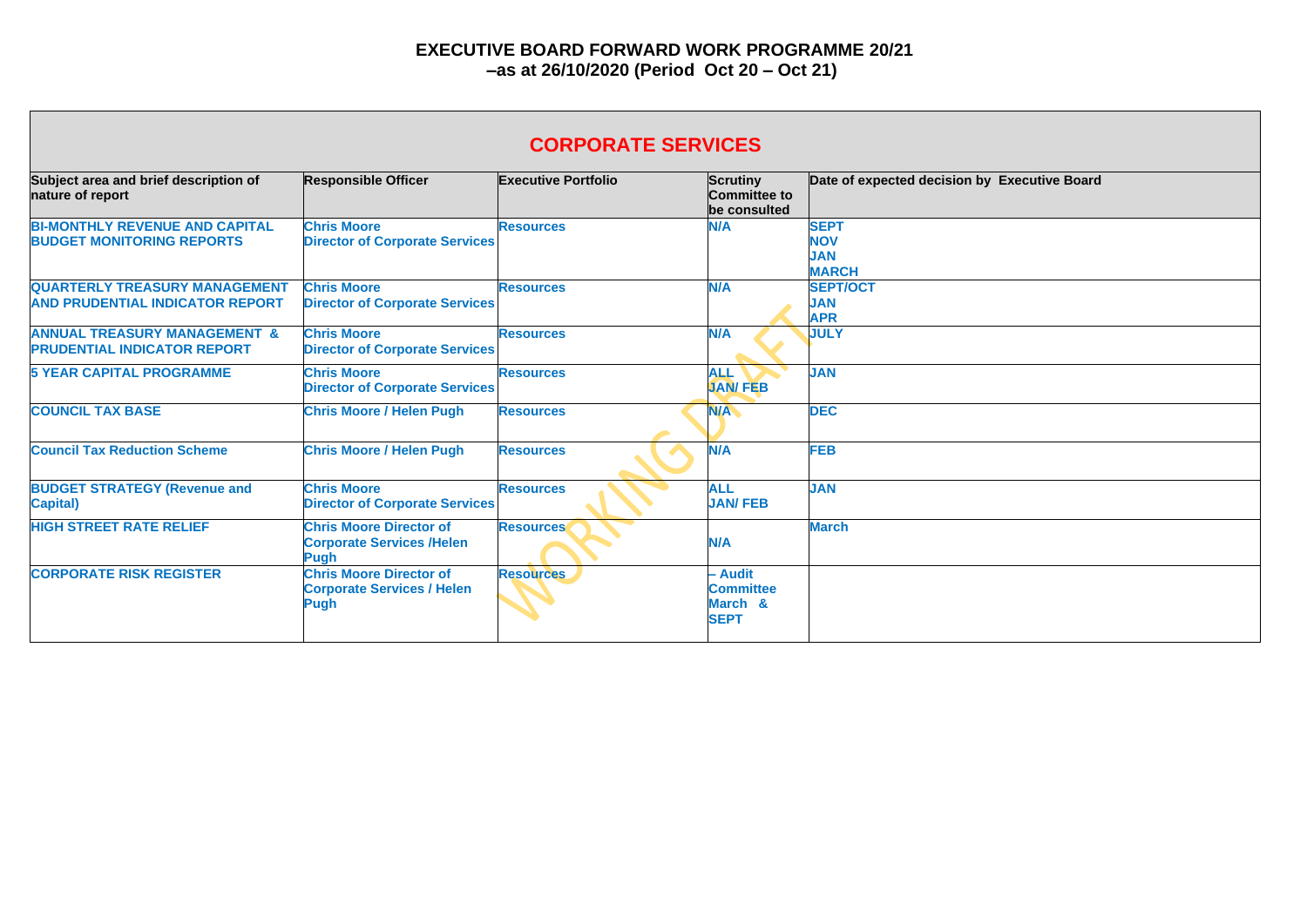**EXECUTIVE BOARD FORWARD WORK PROGRAMME 20/21**
**–as at 26/10/2020 (Period Oct 20 – Oct 21)**

| CORPORATE SERVICES | | | | |
|---|---|---|---|---|
| **Subject area and brief description of nature of report** | **Responsible Officer** | **Executive Portfolio** | **Scrutiny Committee to be consulted** | **Date of expected decision by Executive Board** |
| **BI-MONTHLY REVENUE AND CAPITAL BUDGET MONITORING REPORTS** | **Chris Moore Director of Corporate Services** | **Resources** | **N/A** | **SEPT NOV JAN MARCH** |
| **QUARTERLY TREASURY MANAGEMENT AND PRUDENTIAL INDICATOR REPORT** | **Chris Moore Director of Corporate Services** | **Resources** | **N/A** | **SEPT/OCT JAN APR** |
| **ANNUAL TREASURY MANAGEMENT & PRUDENTIAL INDICATOR REPORT** | **Chris Moore Director of Corporate Services** | **Resources** | **N/A** | **JULY** |
| **5 YEAR CAPITAL PROGRAMME** | **Chris Moore Director of Corporate Services** | **Resources** | **ALL JAN/ FEB** | **JAN** |
| **COUNCIL TAX BASE** | **Chris Moore / Helen Pugh** | **Resources** | **N/A** | **DEC** |
| **Council Tax Reduction Scheme** | **Chris Moore / Helen Pugh** | **Resources** | **N/A** | **FEB** |
| **BUDGET STRATEGY (Revenue and Capital)** | **Chris Moore Director of Corporate Services** | **Resources** | **ALL JAN/ FEB** | **JAN** |
| **HIGH STREET RATE RELIEF** | **Chris Moore Director of Corporate Services /Helen Pugh** | **Resources** | **N/A** | **March** |
| **CORPORATE RISK REGISTER** | **Chris Moore Director of Corporate Services / Helen Pugh** | **Resources** | **– Audit Committee March & SEPT** | |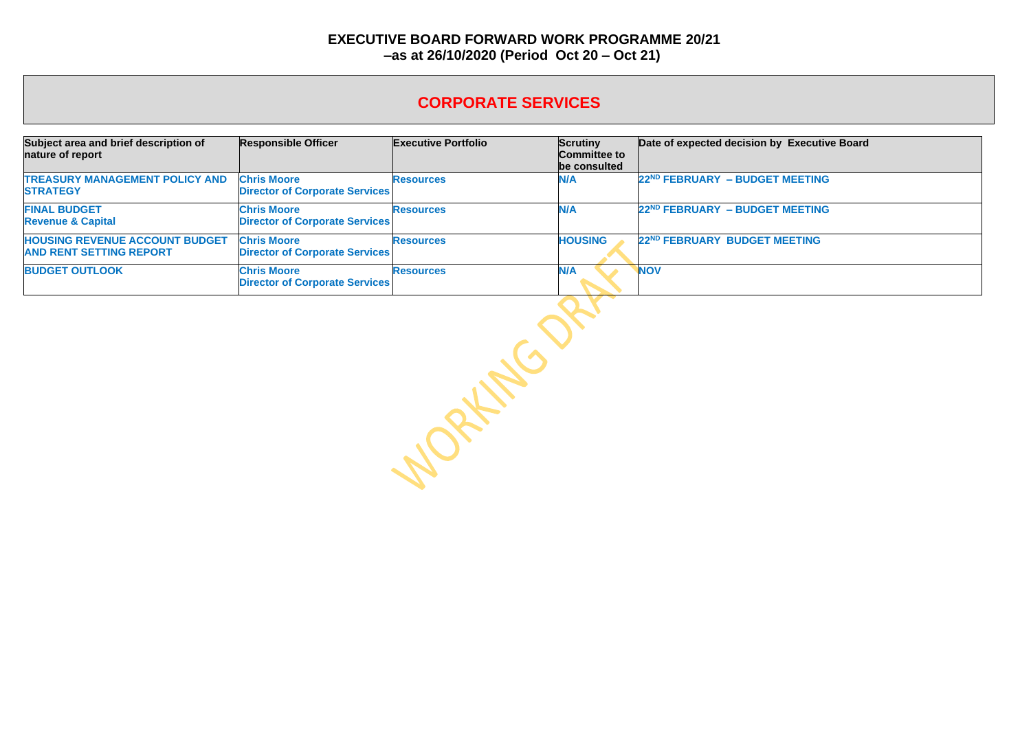# EXECUTIVE BOARD FORWARD WORK PROGRAMME 20/21
## –as at 26/10/2020 (Period Oct 20 – Oct 21)

## CORPORATE SERVICES

| Subject area and brief description of nature of report | Responsible Officer | Executive Portfolio | Scrutiny Committee to be consulted | Date of expected decision by Executive Board |
|---|---|---|---|---|
| **TREASURY MANAGEMENT POLICY AND STRATEGY** | **Chris Moore** **Director of Corporate Services** | **Resources** | **N/A** | **22ND FEBRUARY – BUDGET MEETING** |
| **FINAL BUDGET** **Revenue & Capital** | **Chris Moore** **Director of Corporate Services** | **Resources** | **N/A** | **22ND FEBRUARY – BUDGET MEETING** |
| **HOUSING REVENUE ACCOUNT BUDGET AND RENT SETTING REPORT** | **Chris Moore** **Director of Corporate Services** | **Resources** | **HOUSING** | **22ND FEBRUARY BUDGET MEETING** |
| **BUDGET OUTLOOK** | **Chris Moore** **Director of Corporate Services** | **Resources** | **N/A** | **NOV** |

WORKING DRAFT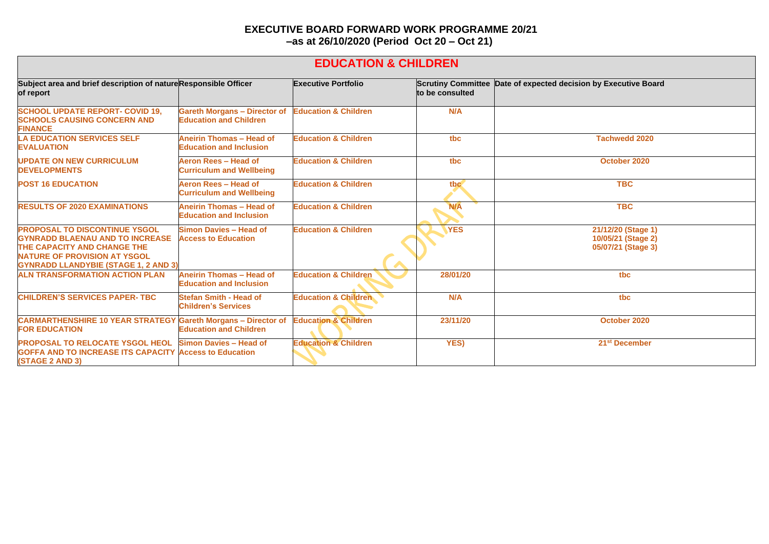# EXECUTIVE BOARD FORWARD WORK PROGRAMME 20/21
## –as at 26/10/2020 (Period Oct 20 – Oct 21)

| EDUCATION & CHILDREN | | | | |
|---|---|---|---|---|
| **Subject area and brief description of nature of report** | **Responsible Officer** | **Executive Portfolio** | **Scrutiny Committee to be consulted** | **Date of expected decision by Executive Board** |
| **SCHOOL UPDATE REPORT- COVID 19, SCHOOLS CAUSING CONCERN AND FINANCE** | **Gareth Morgans – Director of Education and Children** | **Education & Children** | **N/A** | |
| **LA EDUCATION SERVICES SELF EVALUATION** | **Aneirin Thomas – Head of Education and Inclusion** | **Education & Children** | **tbc** | **Tachwedd 2020** |
| **UPDATE ON NEW CURRICULUM DEVELOPMENTS** | **Aeron Rees – Head of Curriculum and Wellbeing** | **Education & Children** | **tbc** | **October 2020** |
| **POST 16 EDUCATION** | **Aeron Rees – Head of Curriculum and Wellbeing** | **Education & Children** | **tbc** | **TBC** |
| **RESULTS OF 2020 EXAMINATIONS** | **Aneirin Thomas – Head of Education and Inclusion** | **Education & Children** | **N/A** | **TBC** |
| **PROPOSAL TO DISCONTINUE YSGOL GYNRADD BLAENAU AND TO INCREASE THE CAPACITY AND CHANGE THE NATURE OF PROVISION AT YSGOL GYNRADD LLANDYBIE (STAGE 1, 2 AND 3)** | **Simon Davies – Head of Access to Education** | **Education & Children** | **YES** | **21/12/20 (Stage 1)<br>10/05/21 (Stage 2)<br>05/07/21 (Stage 3)** |
| **ALN TRANSFORMATION ACTION PLAN** | **Aneirin Thomas – Head of Education and Inclusion** | **Education & Children** | **28/01/20** | **tbc** |
| **CHILDREN'S SERVICES PAPER- TBC** | **Stefan Smith - Head of Children's Services** | **Education & Children** | **N/A** | **tbc** |
| **CARMARTHENSHIRE 10 YEAR STRATEGY FOR EDUCATION** | **Gareth Morgans – Director of Education and Children** | **Education & Children** | **23/11/20** | **October 2020** |
| **PROPOSAL TO RELOCATE YSGOL HEOL GOFFA AND TO INCREASE ITS CAPACITY (STAGE 2 AND 3)** | **Simon Davies – Head of Access to Education** | **Education & Children** | **YES)** | **21st December** |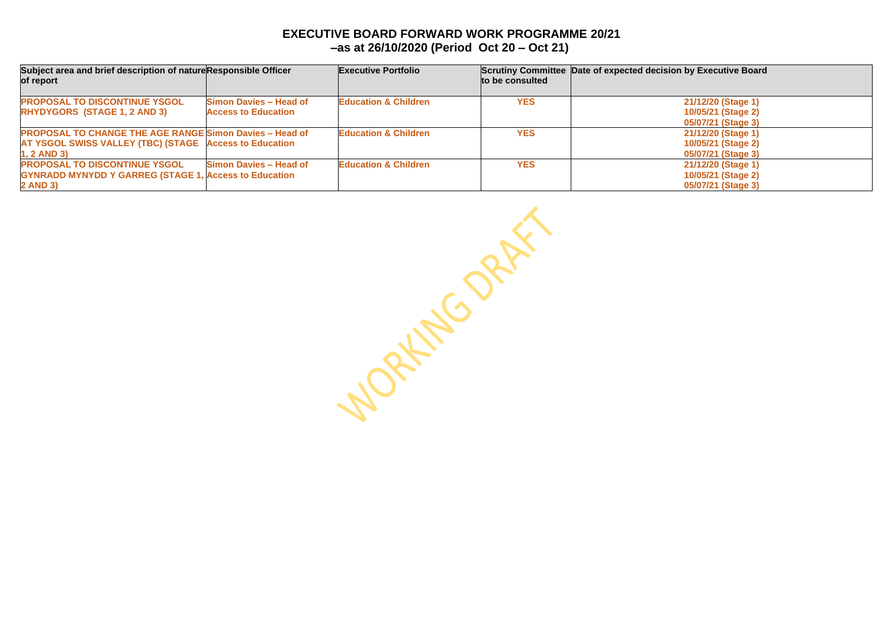# EXECUTIVE BOARD FORWARD WORK PROGRAMME 20/21
## –as at 26/10/2020 (Period Oct 20 – Oct 21)

| Subject area and brief description of nature of report | Responsible Officer | Executive Portfolio | Scrutiny Committee to be consulted | Date of expected decision by Executive Board |
|---|---|---|---|---|
| **PROPOSAL TO DISCONTINUE YSGOL RHYDYGORS (STAGE 1, 2 AND 3)** | **Simon Davies – Head of Access to Education** | **Education & Children** | **YES** | **21/12/20 (Stage 1)**<br>**10/05/21 (Stage 2)**<br>**05/07/21 (Stage 3)** |
| **PROPOSAL TO CHANGE THE AGE RANGE AT YSGOL SWISS VALLEY (TBC) (STAGE 1, 2 AND 3)** | **Simon Davies – Head of Access to Education** | **Education & Children** | **YES** | **21/12/20 (Stage 1)**<br>**10/05/21 (Stage 2)**<br>**05/07/21 (Stage 3)** |
| **PROPOSAL TO DISCONTINUE YSGOL GYNRADD MYNYDD Y GARREG (STAGE 1, 2 AND 3)** | **Simon Davies – Head of Access to Education** | **Education & Children** | **YES** | **21/12/20 (Stage 1)**<br>**10/05/21 (Stage 2)**<br>**05/07/21 (Stage 3)** |

WORKING DRAFT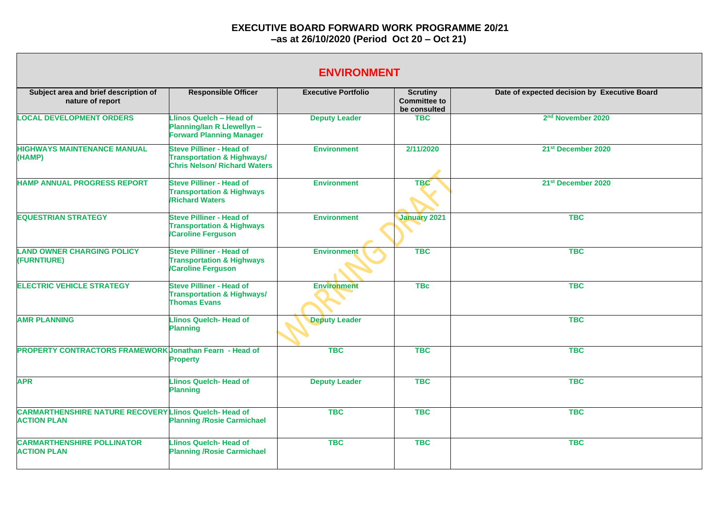# EXECUTIVE BOARD FORWARD WORK PROGRAMME 20/21 –as at 26/10/2020 (Period Oct 20 – Oct 21)

## ENVIRONMENT

| Subject area and brief description of nature of report | Responsible Officer | Executive Portfolio | Scrutiny Committee to be consulted | Date of expected decision by Executive Board |
|---|---|---|---|---|
| **LOCAL DEVELOPMENT ORDERS** | **Llinos Quelch – Head of Planning/Ian R Llewellyn – Forward Planning Manager** | **Deputy Leader** | **TBC** | **2nd November 2020** |
| **HIGHWAYS MAINTENANCE MANUAL (HAMP)** | **Steve Pilliner - Head of Transportation & Highways/ Chris Nelson/ Richard Waters** | **Environment** | **2/11/2020** | **21st December 2020** |
| **HAMP ANNUAL PROGRESS REPORT** | **Steve Pilliner - Head of Transportation & Highways /Richard Waters** | **Environment** | **TBC** | **21st December 2020** |
| **EQUESTRIAN STRATEGY** | **Steve Pilliner - Head of Transportation & Highways /Caroline Ferguson** | **Environment** | **January 2021** | **TBC** |
| **LAND OWNER CHARGING POLICY (FURNTIURE)** | **Steve Pilliner - Head of Transportation & Highways /Caroline Ferguson** | **Environment** | **TBC** | **TBC** |
| **ELECTRIC VEHICLE STRATEGY** | **Steve Pilliner - Head of Transportation & Highways/ Thomas Evans** | **Environment** | **TBc** | **TBC** |
| **AMR PLANNING** | **Llinos Quelch- Head of Planning** | **Deputy Leader** | | **TBC** |
| **PROPERTY CONTRACTORS FRAMEWORK** | **Jonathan Fearn - Head of Property** | **TBC** | **TBC** | **TBC** |
| **APR** | **Llinos Quelch- Head of Planning** | **Deputy Leader** | **TBC** | **TBC** |
| **CARMARTHENSHIRE NATURE RECOVERY ACTION PLAN** | **Llinos Quelch- Head of Planning /Rosie Carmichael** | **TBC** | **TBC** | **TBC** |
| **CARMARTHENSHIRE POLLINATOR ACTION PLAN** | **Llinos Quelch- Head of Planning /Rosie Carmichael** | **TBC** | **TBC** | **TBC** |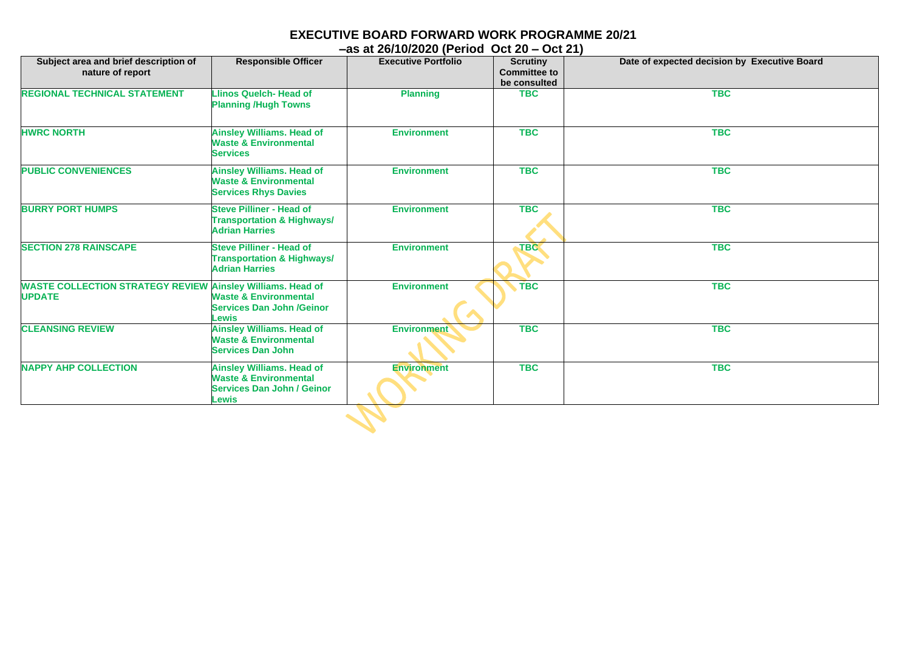# EXECUTIVE BOARD FORWARD WORK PROGRAMME 20/21

## –as at 26/10/2020 (Period Oct 20 – Oct 21)

| Subject area and brief description of nature of report | Responsible Officer | Executive Portfolio | Scrutiny Committee to be consulted | Date of expected decision by Executive Board |
|---|---|---|---|---|
| **REGIONAL TECHNICAL STATEMENT** | **Llinos Quelch- Head of Planning /Hugh Towns** | **Planning** | **TBC** | **TBC** |
| **HWRC NORTH** | **Ainsley Williams. Head of Waste & Environmental Services** | **Environment** | **TBC** | **TBC** |
| **PUBLIC CONVENIENCES** | **Ainsley Williams. Head of Waste & Environmental Services Rhys Davies** | **Environment** | **TBC** | **TBC** |
| **BURRY PORT HUMPS** | **Steve Pilliner - Head of Transportation & Highways/ Adrian Harries** | **Environment** | **TBC** | **TBC** |
| **SECTION 278 RAINSCAPE** | **Steve Pilliner - Head of Transportation & Highways/ Adrian Harries** | **Environment** | **TBC** | **TBC** |
| **WASTE COLLECTION STRATEGY REVIEW UPDATE** | **Ainsley Williams. Head of Waste & Environmental Services Dan John /Geinor Lewis** | **Environment** | **TBC** | **TBC** |
| **CLEANSING REVIEW** | **Ainsley Williams. Head of Waste & Environmental Services Dan John** | **Environment** | **TBC** | **TBC** |
| **NAPPY AHP COLLECTION** | **Ainsley Williams. Head of Waste & Environmental Services Dan John / Geinor Lewis** | **Environment** | **TBC** | **TBC** |

WORKING DRAFT